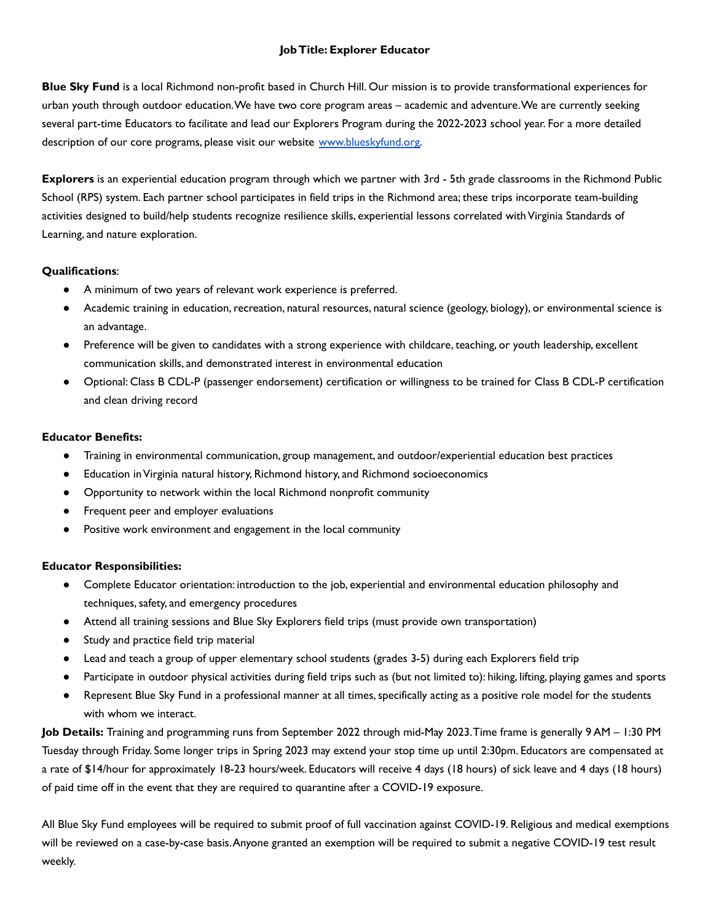**Job Title: Explorer Educator**

**Blue Sky Fund** is a local Richmond non-profit based in Church Hill. Our mission is to provide transformational experiences for urban youth through outdoor education. We have two core program areas – academic and adventure. We are currently seeking several part-time Educators to facilitate and lead our Explorers Program during the 2022-2023 school year. For a more detailed description of our core programs, please visit our website [www.blueskyfund.org](http://www.blueskyfund.org).

**Explorers** is an experiential education program through which we partner with 3rd - 5th grade classrooms in the Richmond Public School (RPS) system. Each partner school participates in field trips in the Richmond area; these trips incorporate team-building activities designed to build/help students recognize resilience skills, experiential lessons correlated with Virginia Standards of Learning, and nature exploration.

**Qualifications**:

- A minimum of two years of relevant work experience is preferred.
- Academic training in education, recreation, natural resources, natural science (geology, biology), or environmental science is an advantage.
- Preference will be given to candidates with a strong experience with childcare, teaching, or youth leadership, excellent communication skills, and demonstrated interest in environmental education
- Optional: Class B CDL-P (passenger endorsement) certification or willingness to be trained for Class B CDL-P certification and clean driving record

**Educator Benefits:**

- Training in environmental communication, group management, and outdoor/experiential education best practices
- Education in Virginia natural history, Richmond history, and Richmond socioeconomics
- Opportunity to network within the local Richmond nonprofit community
- Frequent peer and employer evaluations
- Positive work environment and engagement in the local community

**Educator Responsibilities:**

- Complete Educator orientation: introduction to the job, experiential and environmental education philosophy and techniques, safety, and emergency procedures
- Attend all training sessions and Blue Sky Explorers field trips (must provide own transportation)
- Study and practice field trip material
- Lead and teach a group of upper elementary school students (grades 3-5) during each Explorers field trip
- Participate in outdoor physical activities during field trips such as (but not limited to): hiking, lifting, playing games and sports
- Represent Blue Sky Fund in a professional manner at all times, specifically acting as a positive role model for the students with whom we interact.

**Job Details:** Training and programming runs from September 2022 through mid-May 2023. Time frame is generally 9 AM – 1:30 PM Tuesday through Friday. Some longer trips in Spring 2023 may extend your stop time up until 2:30pm. Educators are compensated at a rate of $14/hour for approximately 18-23 hours/week. Educators will receive 4 days (18 hours) of sick leave and 4 days (18 hours) of paid time off in the event that they are required to quarantine after a COVID-19 exposure.

All Blue Sky Fund employees will be required to submit proof of full vaccination against COVID-19. Religious and medical exemptions will be reviewed on a case-by-case basis. Anyone granted an exemption will be required to submit a negative COVID-19 test result weekly.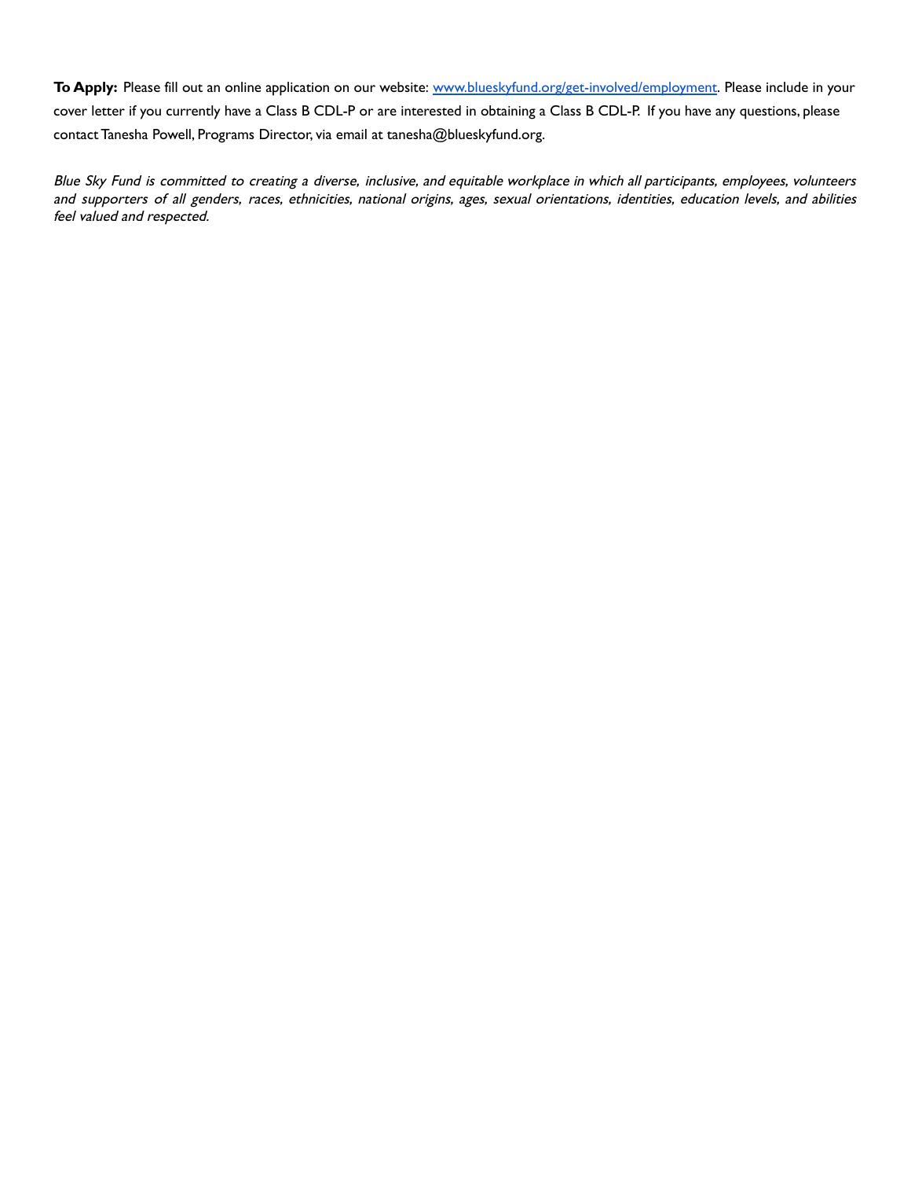**To Apply:** Please fill out an online application on our website: [www.blueskyfund.org/get-involved/employment](www.blueskyfund.org/get-involved/employment). Please include in your cover letter if you currently have a Class B CDL-P or are interested in obtaining a Class B CDL-P. If you have any questions, please contact Tanesha Powell, Programs Director, via email at tanesha@blueskyfund.org.

*Blue Sky Fund is committed to creating a diverse, inclusive, and equitable workplace in which all participants, employees, volunteers and supporters of all genders, races, ethnicities, national origins, ages, sexual orientations, identities, education levels, and abilities feel valued and respected.*